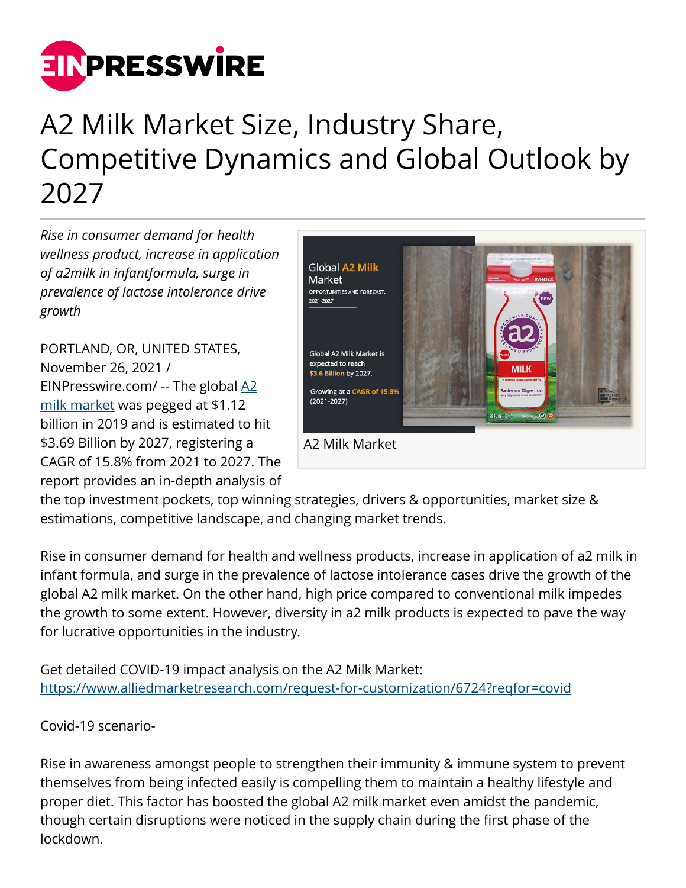# A2 Milk Market Size, Industry Share, Competitive Dynamics and Global Outlook by 2027

*Rise in consumer demand for health wellness product, increase in application of a2milk in infantformula, surge in prevalence of lactose intolerance drive growth*

A2 Milk Market

PORTLAND, OR, UNITED STATES, November 26, 2021 / EINPresswire.com/ -- The global A2 milk market was pegged at $1.12 billion in 2019 and is estimated to hit $3.69 Billion by 2027, registering a CAGR of 15.8% from 2021 to 2027. The report provides an in-depth analysis of the top investment pockets, top winning strategies, drivers & opportunities, market size & estimations, competitive landscape, and changing market trends.

Rise in consumer demand for health and wellness products, increase in application of a2 milk in infant formula, and surge in the prevalence of lactose intolerance cases drive the growth of the global A2 milk market. On the other hand, high price compared to conventional milk impedes the growth to some extent. However, diversity in a2 milk products is expected to pave the way for lucrative opportunities in the industry.

Get detailed COVID-19 impact analysis on the A2 Milk Market:
https://www.alliedmarketresearch.com/request-for-customization/6724?reqfor=covid

Covid-19 scenario-

Rise in awareness amongst people to strengthen their immunity & immune system to prevent themselves from being infected easily is compelling them to maintain a healthy lifestyle and proper diet. This factor has boosted the global A2 milk market even amidst the pandemic, though certain disruptions were noticed in the supply chain during the first phase of the lockdown.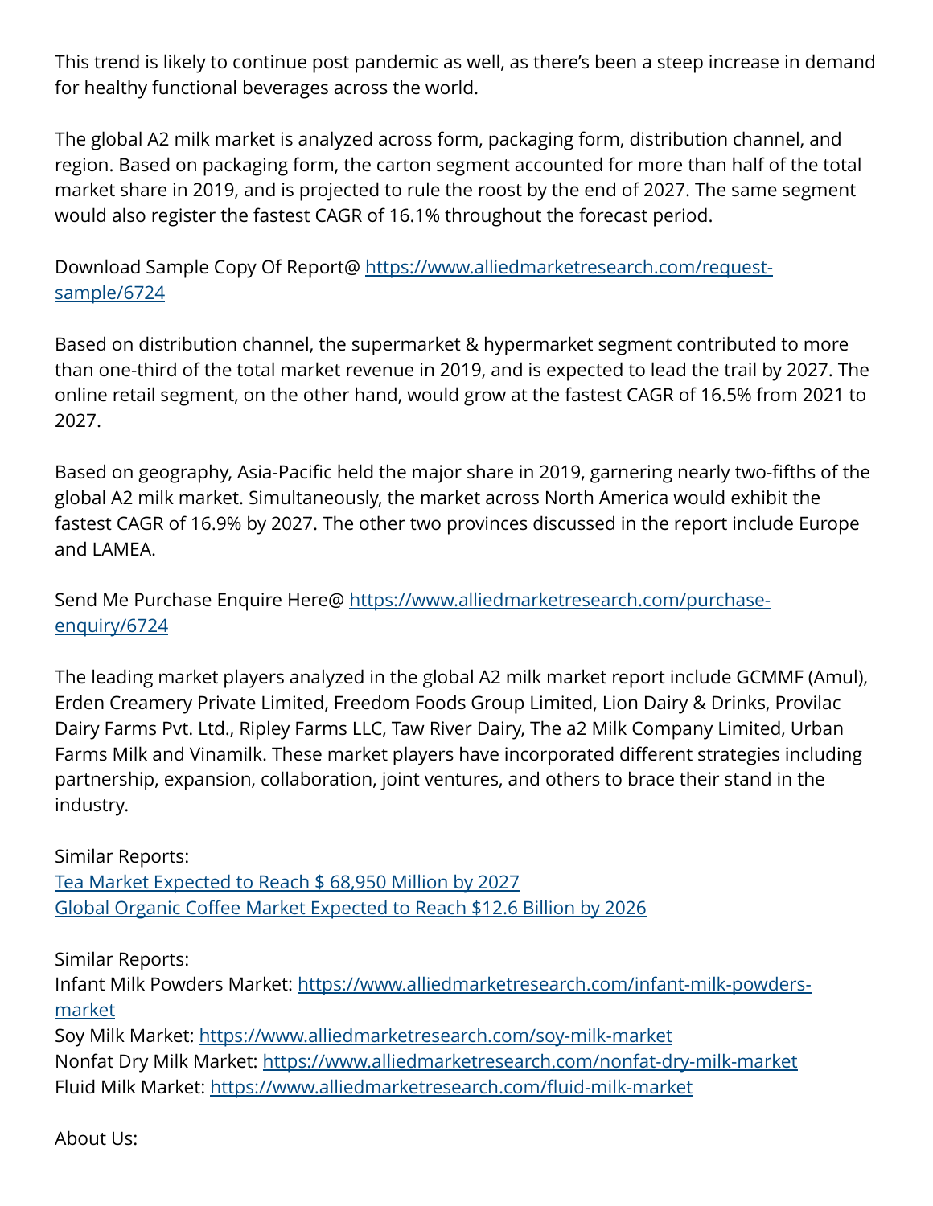This trend is likely to continue post pandemic as well, as there's been a steep increase in demand for healthy functional beverages across the world.

The global A2 milk market is analyzed across form, packaging form, distribution channel, and region. Based on packaging form, the carton segment accounted for more than half of the total market share in 2019, and is projected to rule the roost by the end of 2027. The same segment would also register the fastest CAGR of 16.1% throughout the forecast period.

Download Sample Copy Of Report@ [https://www.alliedmarketresearch.com/request-sample/6724](https://www.alliedmarketresearch.com/request-sample/6724)

Based on distribution channel, the supermarket & hypermarket segment contributed to more than one-third of the total market revenue in 2019, and is expected to lead the trail by 2027. The online retail segment, on the other hand, would grow at the fastest CAGR of 16.5% from 2021 to 2027.

Based on geography, Asia-Pacific held the major share in 2019, garnering nearly two-fifths of the global A2 milk market. Simultaneously, the market across North America would exhibit the fastest CAGR of 16.9% by 2027. The other two provinces discussed in the report include Europe and LAMEA.

Send Me Purchase Enquire Here@ [https://www.alliedmarketresearch.com/purchase-enquiry/6724](https://www.alliedmarketresearch.com/purchase-enquiry/6724)

The leading market players analyzed in the global A2 milk market report include GCMMF (Amul), Erden Creamery Private Limited, Freedom Foods Group Limited, Lion Dairy & Drinks, Provilac Dairy Farms Pvt. Ltd., Ripley Farms LLC, Taw River Dairy, The a2 Milk Company Limited, Urban Farms Milk and Vinamilk. These market players have incorporated different strategies including partnership, expansion, collaboration, joint ventures, and others to brace their stand in the industry.

Similar Reports:
Tea Market Expected to Reach $ 68,950 Million by 2027
Global Organic Coffee Market Expected to Reach $12.6 Billion by 2026

Similar Reports:
Infant Milk Powders Market: [https://www.alliedmarketresearch.com/infant-milk-powders-market](https://www.alliedmarketresearch.com/infant-milk-powders-market)
Soy Milk Market: [https://www.alliedmarketresearch.com/soy-milk-market](https://www.alliedmarketresearch.com/soy-milk-market)
Nonfat Dry Milk Market: [https://www.alliedmarketresearch.com/nonfat-dry-milk-market](https://www.alliedmarketresearch.com/nonfat-dry-milk-market)
Fluid Milk Market: [https://www.alliedmarketresearch.com/fluid-milk-market](https://www.alliedmarketresearch.com/fluid-milk-market)

About Us: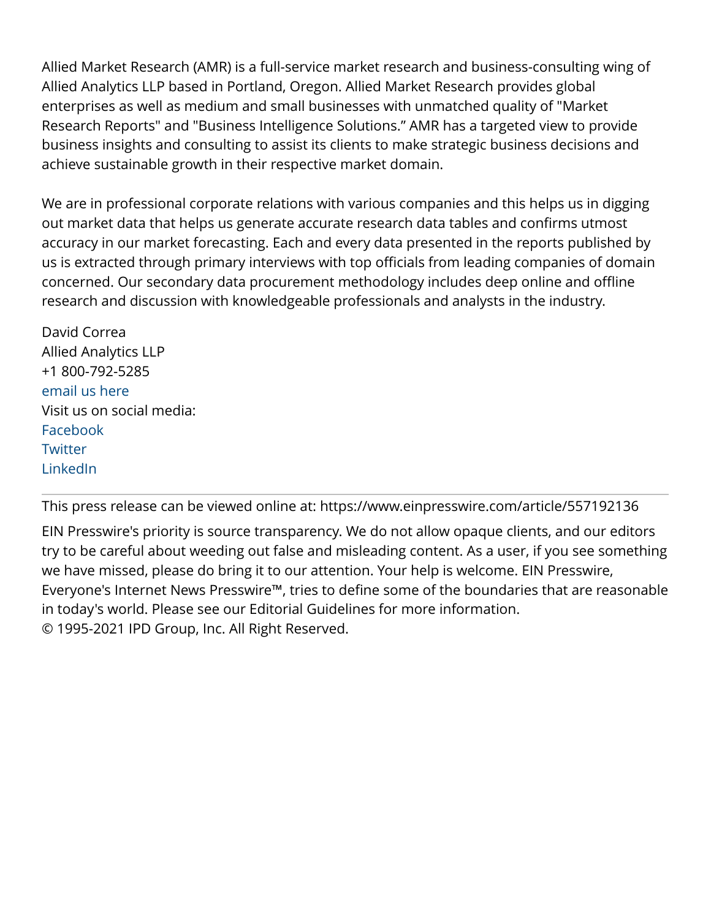Allied Market Research (AMR) is a full-service market research and business-consulting wing of Allied Analytics LLP based in Portland, Oregon. Allied Market Research provides global enterprises as well as medium and small businesses with unmatched quality of "Market Research Reports" and "Business Intelligence Solutions.” AMR has a targeted view to provide business insights and consulting to assist its clients to make strategic business decisions and achieve sustainable growth in their respective market domain.

We are in professional corporate relations with various companies and this helps us in digging out market data that helps us generate accurate research data tables and confirms utmost accuracy in our market forecasting. Each and every data presented in the reports published by us is extracted through primary interviews with top officials from leading companies of domain concerned. Our secondary data procurement methodology includes deep online and offline research and discussion with knowledgeable professionals and analysts in the industry.

David Correa
Allied Analytics LLP
+1 800-792-5285
email us here
Visit us on social media:
Facebook
Twitter
LinkedIn

---

This press release can be viewed online at: https://www.einpresswire.com/article/557192136

EIN Presswire's priority is source transparency. We do not allow opaque clients, and our editors try to be careful about weeding out false and misleading content. As a user, if you see something we have missed, please do bring it to our attention. Your help is welcome. EIN Presswire, Everyone's Internet News Presswire™, tries to define some of the boundaries that are reasonable in today's world. Please see our Editorial Guidelines for more information.
© 1995-2021 IPD Group, Inc. All Right Reserved.